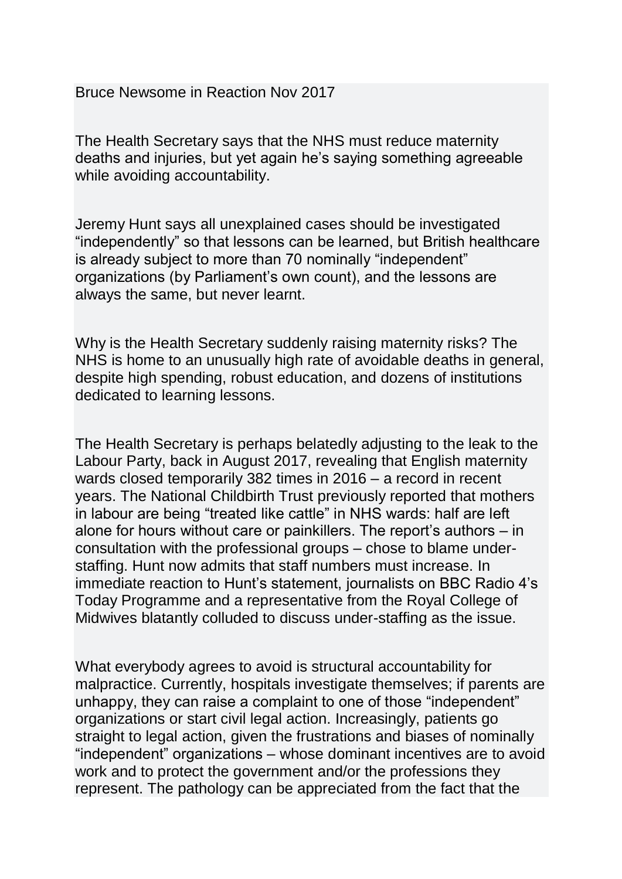Bruce Newsome in Reaction Nov 2017

The Health Secretary says that the NHS must reduce maternity deaths and injuries, but yet again he's saying something agreeable while avoiding accountability.

Jeremy Hunt says all unexplained cases should be investigated "independently" so that lessons can be learned, but British healthcare is already subject to more than 70 nominally "independent" organizations (by Parliament's own count), and the lessons are always the same, but never learnt.

Why is the Health Secretary suddenly raising maternity risks? The NHS is home to an unusually high rate of avoidable deaths in general, despite high spending, robust education, and dozens of institutions dedicated to learning lessons.

The Health Secretary is perhaps belatedly adjusting to the leak to the Labour Party, back in August 2017, revealing that English maternity wards closed temporarily 382 times in 2016 – a record in recent years. The National Childbirth Trust previously reported that mothers in labour are being "treated like cattle" in NHS wards: half are left alone for hours without care or painkillers. The report's authors – in consultation with the professional groups – chose to blame under-staffing. Hunt now admits that staff numbers must increase. In immediate reaction to Hunt's statement, journalists on BBC Radio 4's Today Programme and a representative from the Royal College of Midwives blatantly colluded to discuss under-staffing as the issue.

What everybody agrees to avoid is structural accountability for malpractice. Currently, hospitals investigate themselves; if parents are unhappy, they can raise a complaint to one of those "independent" organizations or start civil legal action. Increasingly, patients go straight to legal action, given the frustrations and biases of nominally "independent" organizations – whose dominant incentives are to avoid work and to protect the government and/or the professions they represent. The pathology can be appreciated from the fact that the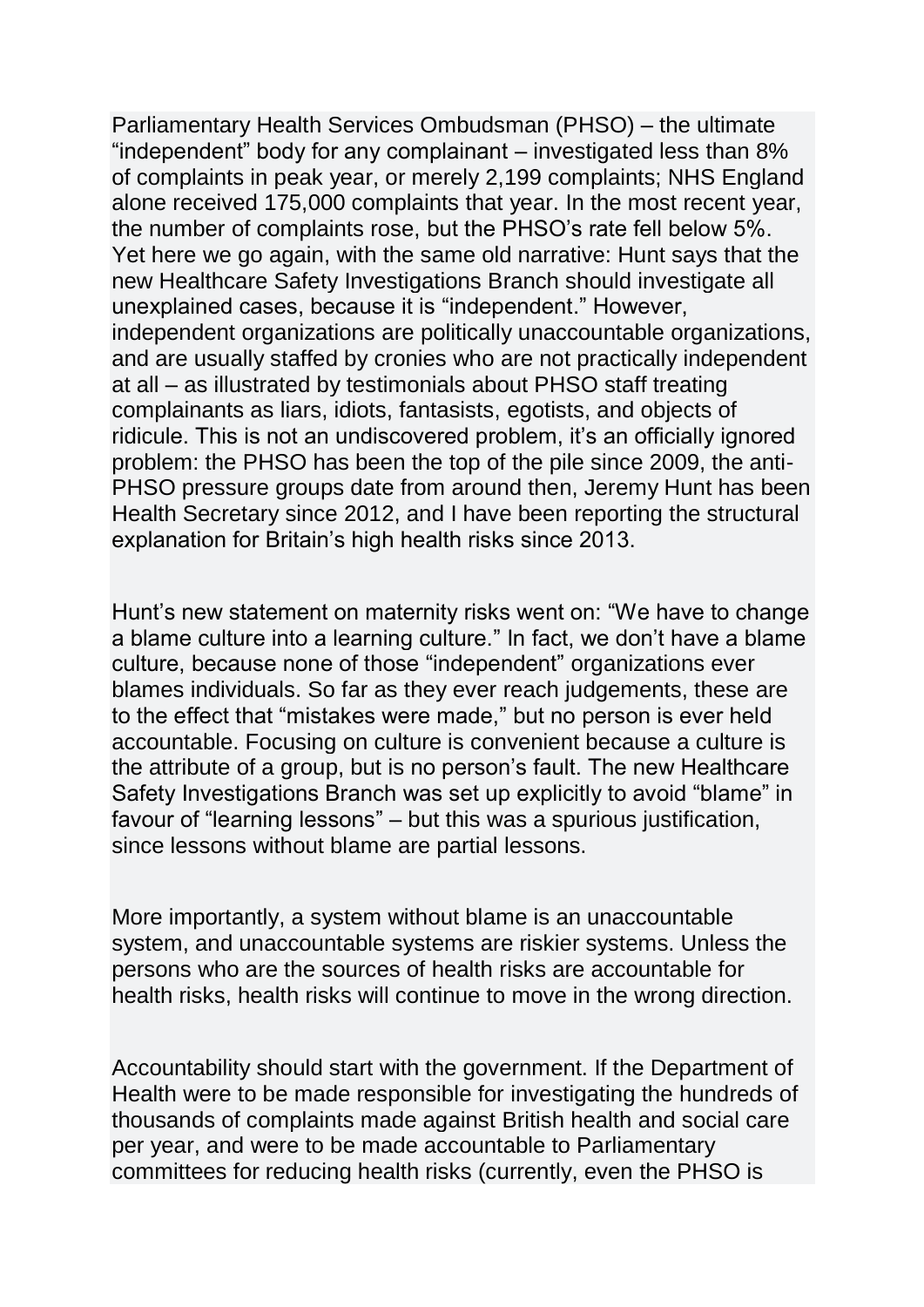Parliamentary Health Services Ombudsman (PHSO) – the ultimate "independent" body for any complainant – investigated less than 8% of complaints in peak year, or merely 2,199 complaints; NHS England alone received 175,000 complaints that year. In the most recent year, the number of complaints rose, but the PHSO's rate fell below 5%. Yet here we go again, with the same old narrative: Hunt says that the new Healthcare Safety Investigations Branch should investigate all unexplained cases, because it is "independent." However, independent organizations are politically unaccountable organizations, and are usually staffed by cronies who are not practically independent at all – as illustrated by testimonials about PHSO staff treating complainants as liars, idiots, fantasists, egotists, and objects of ridicule. This is not an undiscovered problem, it's an officially ignored problem: the PHSO has been the top of the pile since 2009, the anti-PHSO pressure groups date from around then, Jeremy Hunt has been Health Secretary since 2012, and I have been reporting the structural explanation for Britain's high health risks since 2013.

Hunt's new statement on maternity risks went on: "We have to change a blame culture into a learning culture." In fact, we don't have a blame culture, because none of those "independent" organizations ever blames individuals. So far as they ever reach judgements, these are to the effect that "mistakes were made," but no person is ever held accountable. Focusing on culture is convenient because a culture is the attribute of a group, but is no person's fault. The new Healthcare Safety Investigations Branch was set up explicitly to avoid "blame" in favour of "learning lessons" – but this was a spurious justification, since lessons without blame are partial lessons.

More importantly, a system without blame is an unaccountable system, and unaccountable systems are riskier systems. Unless the persons who are the sources of health risks are accountable for health risks, health risks will continue to move in the wrong direction.

Accountability should start with the government. If the Department of Health were to be made responsible for investigating the hundreds of thousands of complaints made against British health and social care per year, and were to be made accountable to Parliamentary committees for reducing health risks (currently, even the PHSO is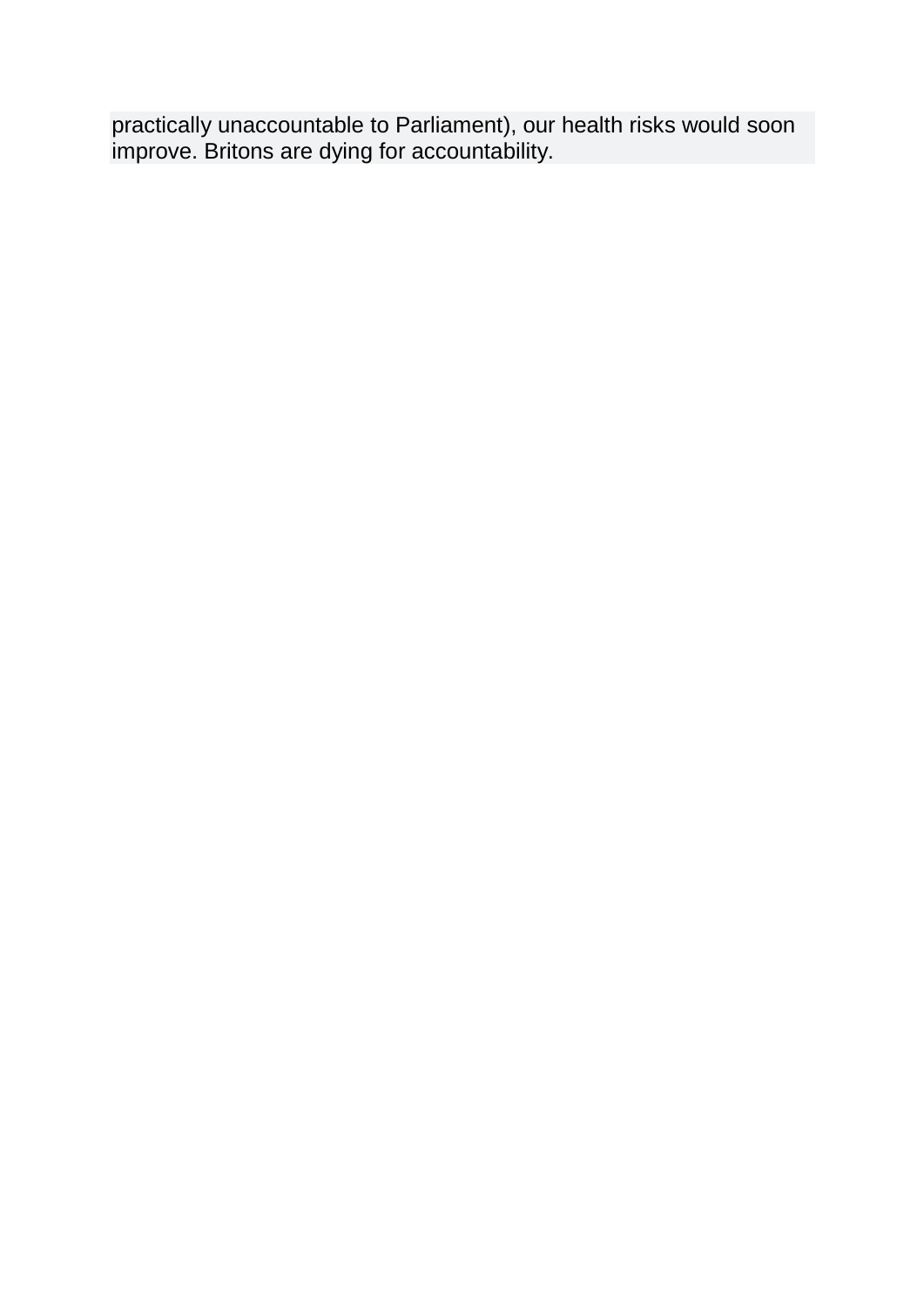practically unaccountable to Parliament), our health risks would soon improve. Britons are dying for accountability.